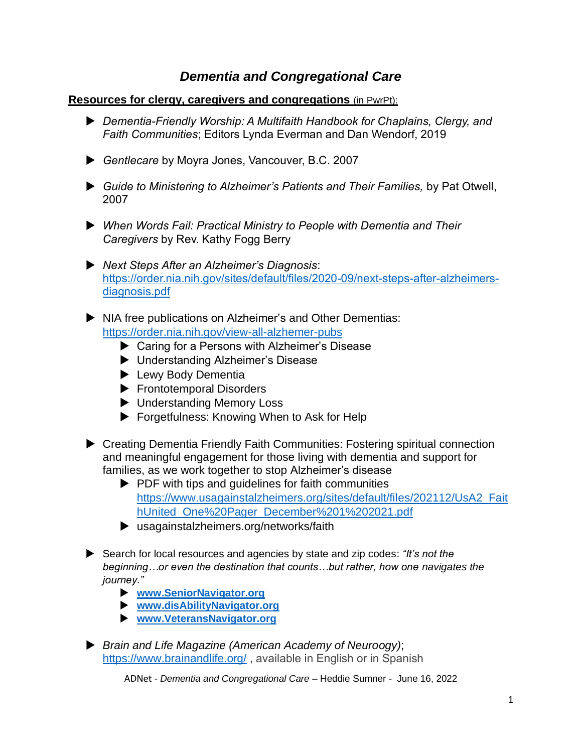# *Dementia and Congregational Care*

**Resources for clergy, caregivers and congregations** (in PwrPt):

- *Dementia-Friendly Worship: A Multifaith Handbook for Chaplains, Clergy, and Faith Communities*; Editors Lynda Everman and Dan Wendorf, 2019

- *Gentlecare* by Moyra Jones, Vancouver, B.C. 2007

- *Guide to Ministering to Alzheimer's Patients and Their Families,* by Pat Otwell, 2007

- *When Words Fail: Practical Ministry to People with Dementia and Their Caregivers* by Rev. Kathy Fogg Berry

- *Next Steps After an Alzheimer's Diagnosis*: https://order.nia.nih.gov/sites/default/files/2020-09/next-steps-after-alzheimers-diagnosis.pdf

- NIA free publications on Alzheimer's and Other Dementias: https://order.nia.nih.gov/view-all-alzhemer-pubs
  - Caring for a Persons with Alzheimer's Disease
  - Understanding Alzheimer's Disease
  - Lewy Body Dementia
  - Frontotemporal Disorders
  - Understanding Memory Loss
  - Forgetfulness: Knowing When to Ask for Help

- Creating Dementia Friendly Faith Communities: Fostering spiritual connection and meaningful engagement for those living with dementia and support for families, as we work together to stop Alzheimer's disease
  - PDF with tips and guidelines for faith communities https://www.usagainstalzheimers.org/sites/default/files/202112/UsA2_FaithUnited_One%20Pager_December%201%202021.pdf
  - usagainstalzheimers.org/networks/faith

- Search for local resources and agencies by state and zip codes: *"It's not the beginning…or even the destination that counts…but rather, how one navigates the journey."*
  - **www.SeniorNavigator.org**
  - **www.disAbilityNavigator.org**
  - **www.VeteransNavigator.org**

- *Brain and Life Magazine (American Academy of Neuroogy)*; https://www.brainandlife.org/ , available in English or in Spanish

ADNet - *Dementia and Congregational Care* – Heddie Sumner - June 16, 2022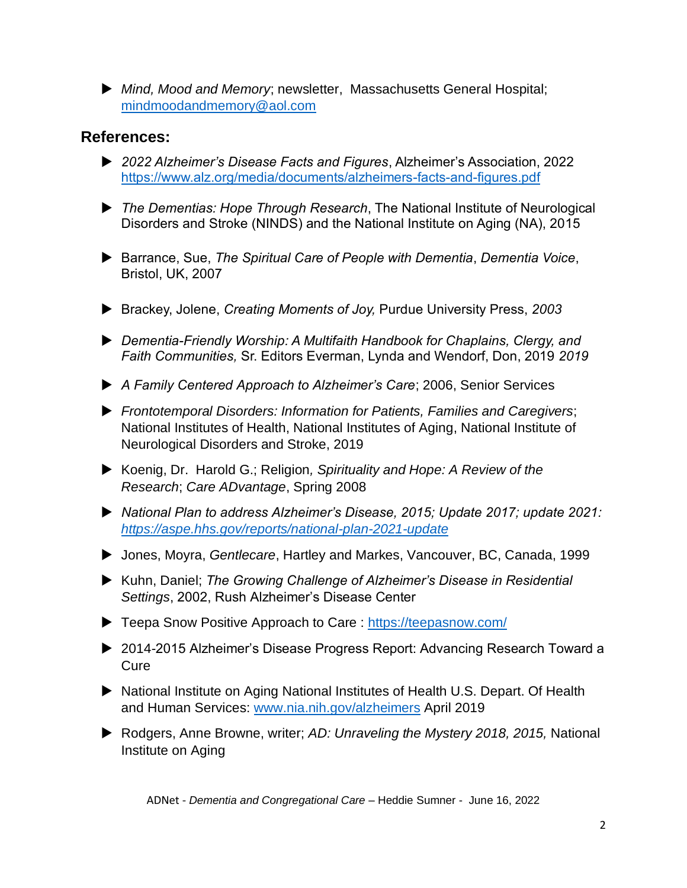- *Mind, Mood and Memory*; newsletter, Massachusetts General Hospital; mindmoodandmemory@aol.com

## References:

- *2022 Alzheimer's Disease Facts and Figures*, Alzheimer's Association, 2022 https://www.alz.org/media/documents/alzheimers-facts-and-figures.pdf

- *The Dementias: Hope Through Research*, The National Institute of Neurological Disorders and Stroke (NINDS) and the National Institute on Aging (NA), 2015

- Barrance, Sue, *The Spiritual Care of People with Dementia*, *Dementia Voice*, Bristol, UK, 2007

- Brackey, Jolene, *Creating Moments of Joy,* Purdue University Press, *2003*

- *Dementia-Friendly Worship: A Multifaith Handbook for Chaplains, Clergy, and Faith Communities,* Sr. Editors Everman, Lynda and Wendorf, Don, 2019 *2019*

- *A Family Centered Approach to Alzheimer's Care*; 2006, Senior Services

- *Frontotemporal Disorders: Information for Patients, Families and Caregivers*; National Institutes of Health, National Institutes of Aging, National Institute of Neurological Disorders and Stroke, 2019

- Koenig, Dr. Harold G.; Religion*, Spirituality and Hope: A Review of the Research*; *Care ADvantage*, Spring 2008

- *National Plan to address Alzheimer's Disease, 2015; Update 2017; update 2021: https://aspe.hhs.gov/reports/national-plan-2021-update*

- Jones, Moyra, *Gentlecare*, Hartley and Markes, Vancouver, BC, Canada, 1999

- Kuhn, Daniel; *The Growing Challenge of Alzheimer's Disease in Residential Settings*, 2002, Rush Alzheimer's Disease Center

- Teepa Snow Positive Approach to Care : https://teepasnow.com/

- 2014-2015 Alzheimer's Disease Progress Report: Advancing Research Toward a Cure

- National Institute on Aging National Institutes of Health U.S. Depart. Of Health and Human Services: www.nia.nih.gov/alzheimers April 2019

- Rodgers, Anne Browne, writer; *AD: Unraveling the Mystery 2018, 2015,* National Institute on Aging

ADNet - *Dementia and Congregational Care* – Heddie Sumner - June 16, 2022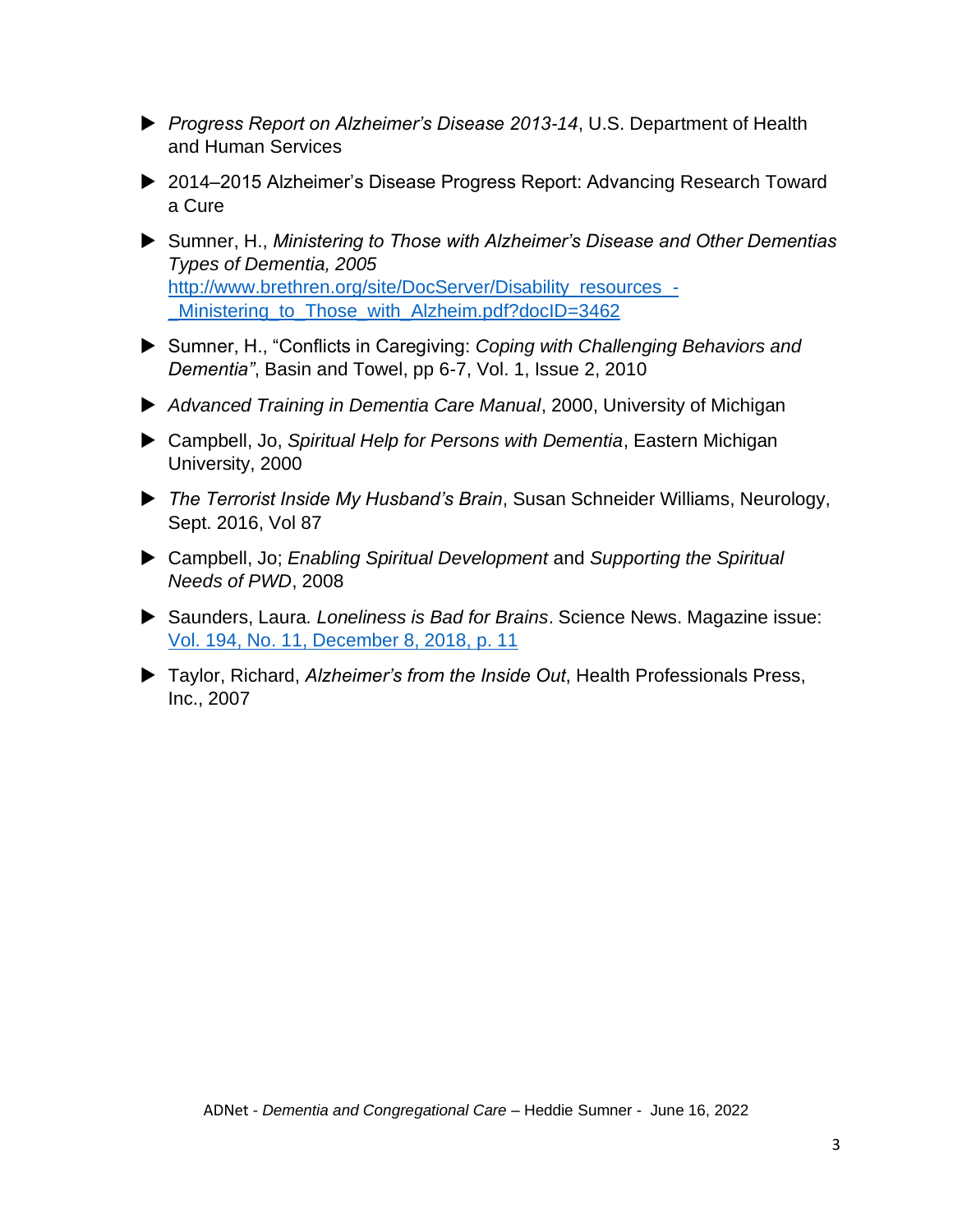- *Progress Report on Alzheimer's Disease 2013-14*, U.S. Department of Health and Human Services
- 2014–2015 Alzheimer's Disease Progress Report: Advancing Research Toward a Cure
- Sumner, H., *Ministering to Those with Alzheimer's Disease and Other Dementias Types of Dementia, 2005* [http://www.brethren.org/site/DocServer/Disability_resources_-_Ministering_to_Those_with_Alzheim.pdf?docID=3462](http://www.brethren.org/site/DocServer/Disability_resources_-_Ministering_to_Those_with_Alzheim.pdf?docID=3462)
- Sumner, H., "Conflicts in Caregiving: *Coping with Challenging Behaviors and Dementia"*, Basin and Towel, pp 6-7, Vol. 1, Issue 2, 2010
- *Advanced Training in Dementia Care Manual*, 2000, University of Michigan
- Campbell, Jo, *Spiritual Help for Persons with Dementia*, Eastern Michigan University, 2000
- *The Terrorist Inside My Husband's Brain*, Susan Schneider Williams, Neurology, Sept. 2016, Vol 87
- Campbell, Jo; *Enabling Spiritual Development* and *Supporting the Spiritual Needs of PWD*, 2008
- Saunders, Laura*.* *Loneliness is Bad for Brains*. Science News. Magazine issue: Vol. 194, No. 11, December 8, 2018, p. 11
- Taylor, Richard, *Alzheimer's from the Inside Out*, Health Professionals Press, Inc., 2007